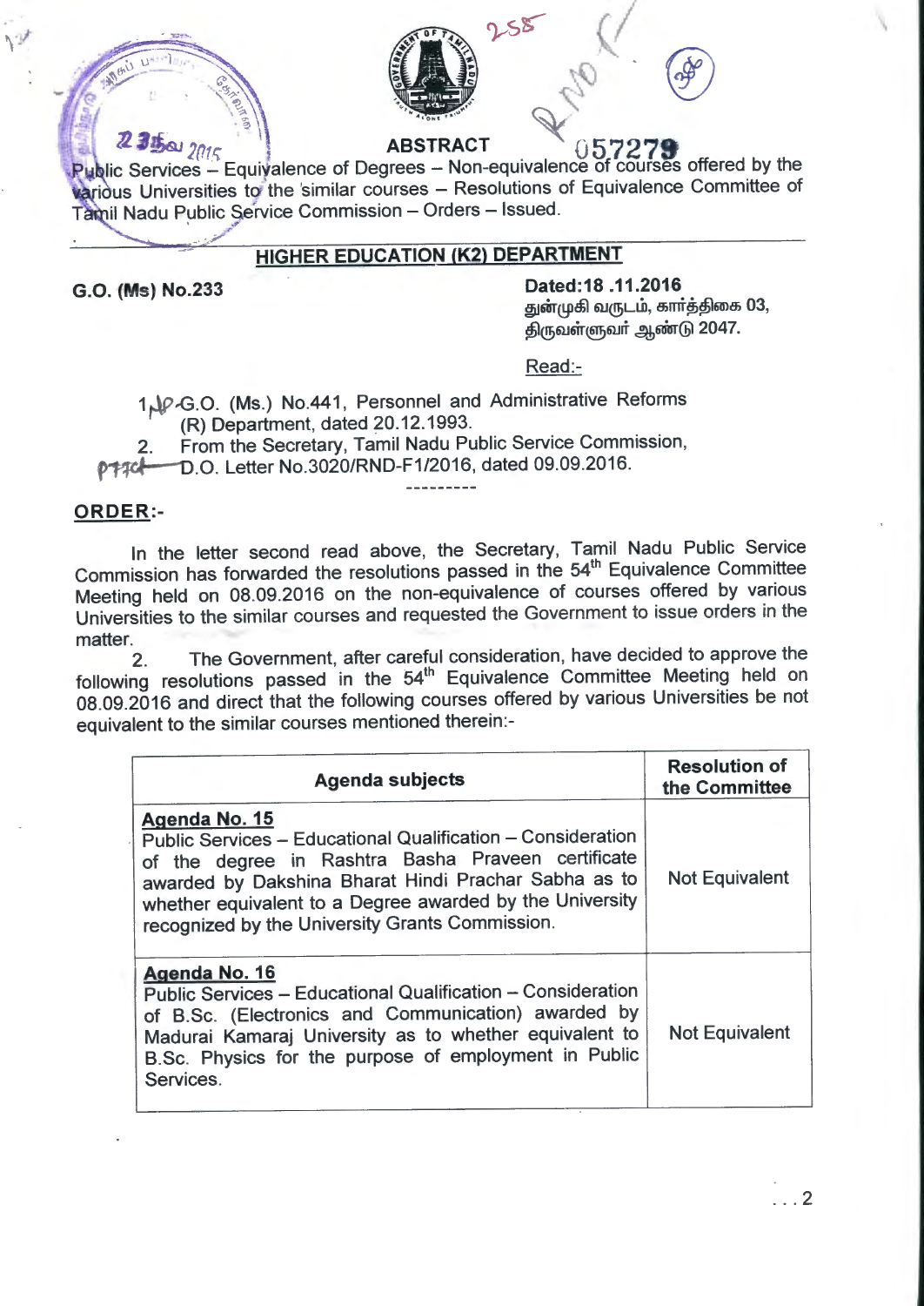ABSTRACT

Public Services – Equivalence of Degrees – Non-equivalence of courses offered by the various Universities to the similar courses – Resolutions of Equivalence Committee of Tamil Nadu Public Service Commission – Orders – Issued.

## HIGHER EDUCATION (K2) DEPARTMENT

**G.O. (Ms) No.233**

**Dated:18 .11.2016**
**துன்முகி வருடம், கார்த்திகை 03,**
**திருவள்ளுவர் ஆண்டு 2047.**

Read:-

1. G.O. (Ms.) No.441, Personnel and Administrative Reforms (R) Department, dated 20.12.1993.
2. From the Secretary, Tamil Nadu Public Service Commission, D.O. Letter No.3020/RND-F1/2016, dated 09.09.2016.

---------

**ORDER:-**

In the letter second read above, the Secretary, Tamil Nadu Public Service Commission has forwarded the resolutions passed in the 54th Equivalence Committee Meeting held on 08.09.2016 on the non-equivalence of courses offered by various Universities to the similar courses and requested the Government to issue orders in the matter.

2. The Government, after careful consideration, have decided to approve the following resolutions passed in the 54th Equivalence Committee Meeting held on 08.09.2016 and direct that the following courses offered by various Universities be not equivalent to the similar courses mentioned therein:-

| Agenda subjects | Resolution of the Committee |
|---|---|
| **Agenda No. 15** Public Services – Educational Qualification – Consideration of the degree in Rashtra Basha Praveen certificate awarded by Dakshina Bharat Hindi Prachar Sabha as to whether equivalent to a Degree awarded by the University recognized by the University Grants Commission. | Not Equivalent |
| **Agenda No. 16** Public Services – Educational Qualification – Consideration of B.Sc. (Electronics and Communication) awarded by Madurai Kamaraj University as to whether equivalent to B.Sc. Physics for the purpose of employment in Public Services. | Not Equivalent |

. . . 2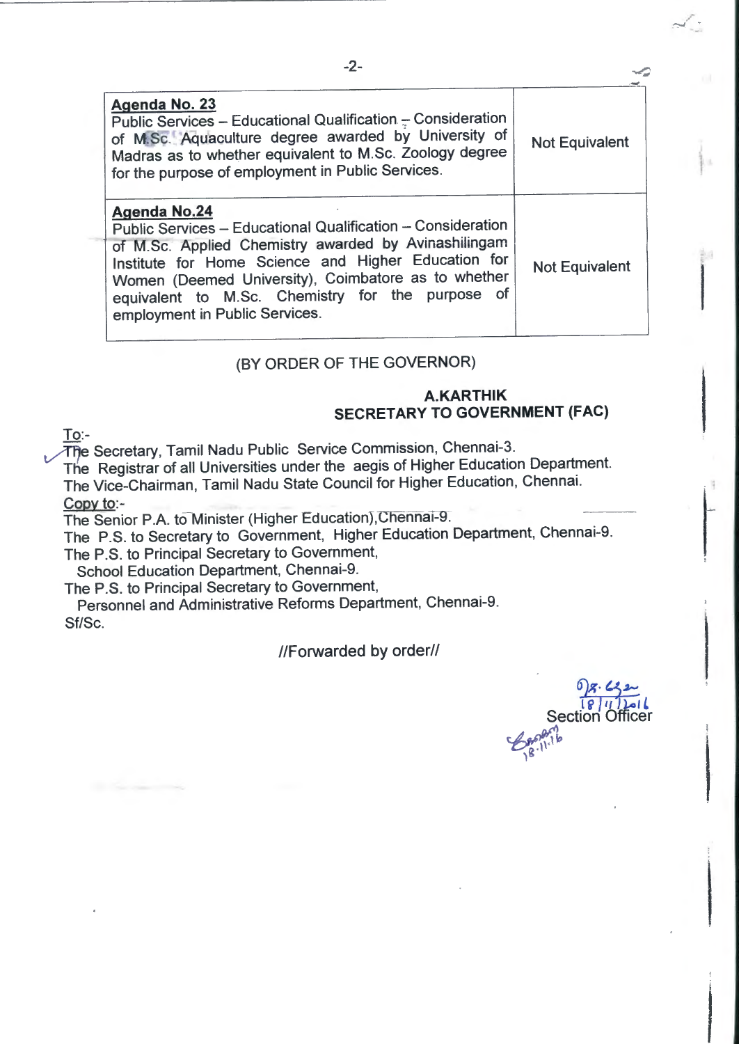| | |
|---|---|
| **Agenda No. 23**<br>Public Services – Educational Qualification – Consideration of M.Sc. Aquaculture degree awarded by University of Madras as to whether equivalent to M.Sc. Zoology degree for the purpose of employment in Public Services. | Not Equivalent |
| **Agenda No.24**<br>Public Services – Educational Qualification – Consideration of M.Sc. Applied Chemistry awarded by Avinashilingam Institute for Home Science and Higher Education for Women (Deemed University), Coimbatore as to whether equivalent to M.Sc. Chemistry for the purpose of employment in Public Services. | Not Equivalent |

(BY ORDER OF THE GOVERNOR)

**A.KARTHIK**
**SECRETARY TO GOVERNMENT (FAC)**

To:-
The Secretary, Tamil Nadu Public Service Commission, Chennai-3.
The Registrar of all Universities under the aegis of Higher Education Department.
The Vice-Chairman, Tamil Nadu State Council for Higher Education, Chennai.

Copy to:-
The Senior P.A. to Minister (Higher Education), Chennai-9.
The P.S. to Secretary to Government, Higher Education Department, Chennai-9.
The P.S. to Principal Secretary to Government,
School Education Department, Chennai-9.
The P.S. to Principal Secretary to Government,
Personnel and Administrative Reforms Department, Chennai-9.
Sf/Sc.

//Forwarded by order//

18/11/2016
Section Officer
18.11.16